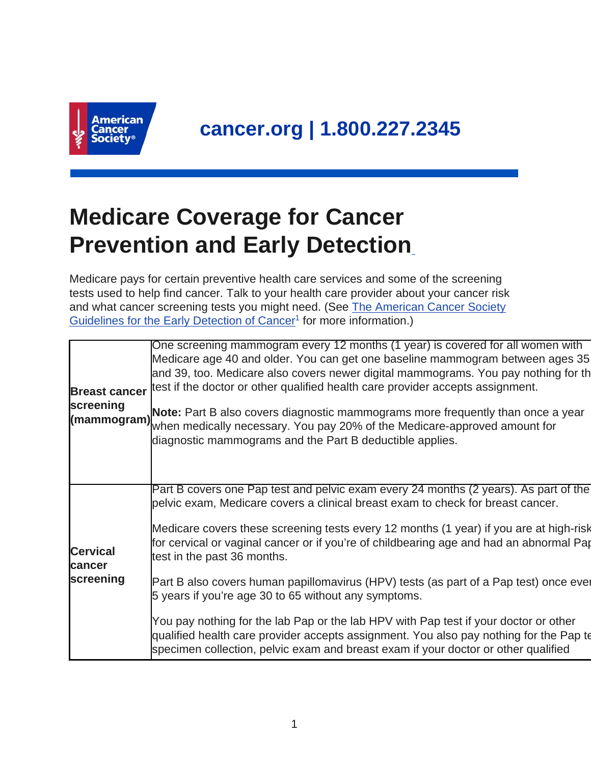cancer.org | 1.800.227.2345

# Medicare Coverage for Cancer Prevention and Early Detection

Medicare pays for certain preventive health care services and some of the screening tests used to help find cancer. Talk to your health care provider about your cancer risk and what cancer screening tests you might need. (See The American Cancer Society Guidelines for the Early Detection of Cancer[1] for more information.)

| | |
|---|---|
| **Breast cancer screening (mammogram)** | One screening mammogram every 12 months (1 year) is covered for all women with Medicare age 40 and older. You can get one baseline mammogram between ages 35 and 39, too. Medicare also covers newer digital mammograms. You pay nothing for th test if the doctor or other qualified health care provider accepts assignment.<br><br>**Note:** Part B also covers diagnostic mammograms more frequently than once a year when medically necessary. You pay 20% of the Medicare-approved amount for diagnostic mammograms and the Part B deductible applies. |
| **Cervical cancer screening** | Part B covers one Pap test and pelvic exam every 24 months (2 years). As part of the pelvic exam, Medicare covers a clinical breast exam to check for breast cancer.<br><br>Medicare covers these screening tests every 12 months (1 year) if you are at high-risk for cervical or vaginal cancer or if you're of childbearing age and had an abnormal Pap test in the past 36 months.<br><br>Part B also covers human papillomavirus (HPV) tests (as part of a Pap test) once ever 5 years if you're age 30 to 65 without any symptoms.<br><br>You pay nothing for the lab Pap or the lab HPV with Pap test if your doctor or other qualified health care provider accepts assignment. You also pay nothing for the Pap te specimen collection, pelvic exam and breast exam if your doctor or other qualified |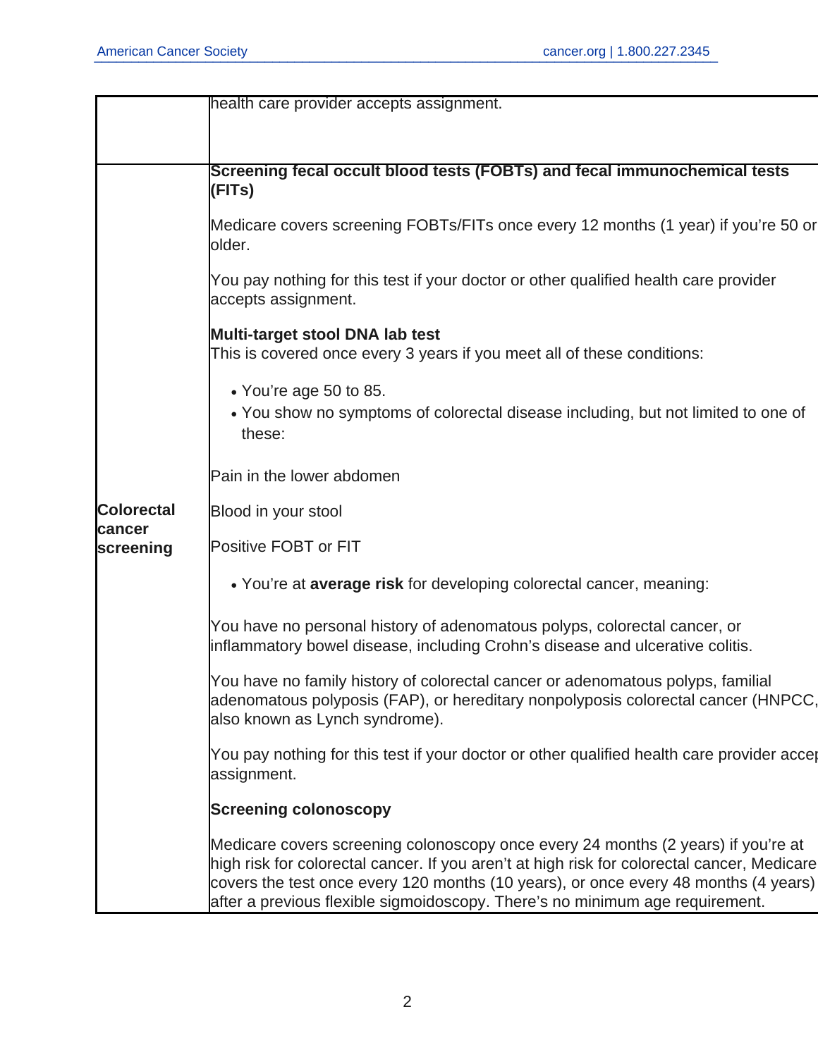| | |
|---|---|
| | health care provider accepts assignment. |
| Colorectal cancer screening | **Screening fecal occult blood tests (FOBTs) and fecal immunochemical tests (FITs)**<br><br>Medicare covers screening FOBTs/FITs once every 12 months (1 year) if you're 50 or older.<br><br>You pay nothing for this test if your doctor or other qualified health care provider accepts assignment.<br><br>**Multi-target stool DNA lab test**<br>This is covered once every 3 years if you meet all of these conditions:<br><br>• You're age 50 to 85.<br>• You show no symptoms of colorectal disease including, but not limited to one of these:<br><br>Pain in the lower abdomen<br><br>Blood in your stool<br><br>Positive FOBT or FIT<br><br>• You're at **average risk** for developing colorectal cancer, meaning:<br><br>You have no personal history of adenomatous polyps, colorectal cancer, or inflammatory bowel disease, including Crohn's disease and ulcerative colitis.<br><br>You have no family history of colorectal cancer or adenomatous polyps, familial adenomatous polyposis (FAP), or hereditary nonpolyposis colorectal cancer (HNPCC, also known as Lynch syndrome).<br><br>You pay nothing for this test if your doctor or other qualified health care provider accepts assignment.<br><br>**Screening colonoscopy**<br><br>Medicare covers screening colonoscopy once every 24 months (2 years) if you're at high risk for colorectal cancer. If you aren't at high risk for colorectal cancer, Medicare covers the test once every 120 months (10 years), or once every 48 months (4 years) after a previous flexible sigmoidoscopy. There's no minimum age requirement. |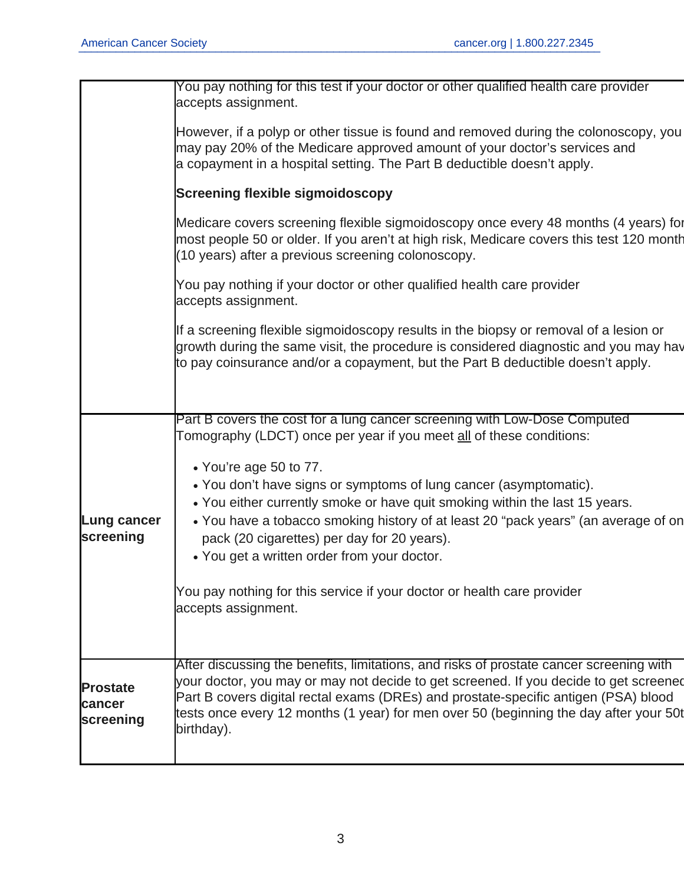| | |
|---|---|
| | You pay nothing for this test if your doctor or other qualified health care provider accepts assignment.<br><br>However, if a polyp or other tissue is found and removed during the colonoscopy, you may pay 20% of the Medicare approved amount of your doctor's services and a copayment in a hospital setting. The Part B deductible doesn't apply.<br><br>**Screening flexible sigmoidoscopy**<br><br>Medicare covers screening flexible sigmoidoscopy once every 48 months (4 years) for most people 50 or older. If you aren't at high risk, Medicare covers this test 120 months (10 years) after a previous screening colonoscopy.<br><br>You pay nothing if your doctor or other qualified health care provider accepts assignment.<br><br>If a screening flexible sigmoidoscopy results in the biopsy or removal of a lesion or growth during the same visit, the procedure is considered diagnostic and you may have to pay coinsurance and/or a copayment, but the Part B deductible doesn't apply. |
| **Lung cancer screening** | Part B covers the cost for a lung cancer screening with Low-Dose Computed Tomography (LDCT) once per year if you meet all of these conditions:<br><br>• You're age 50 to 77.<br>• You don't have signs or symptoms of lung cancer (asymptomatic).<br>• You either currently smoke or have quit smoking within the last 15 years.<br>• You have a tobacco smoking history of at least 20 "pack years" (an average of one pack (20 cigarettes) per day for 20 years).<br>• You get a written order from your doctor.<br><br>You pay nothing for this service if your doctor or health care provider accepts assignment. |
| **Prostate cancer screening** | After discussing the benefits, limitations, and risks of prostate cancer screening with your doctor, you may or may not decide to get screened. If you decide to get screened, Part B covers digital rectal exams (DREs) and prostate-specific antigen (PSA) blood tests once every 12 months (1 year) for men over 50 (beginning the day after your 50th birthday). |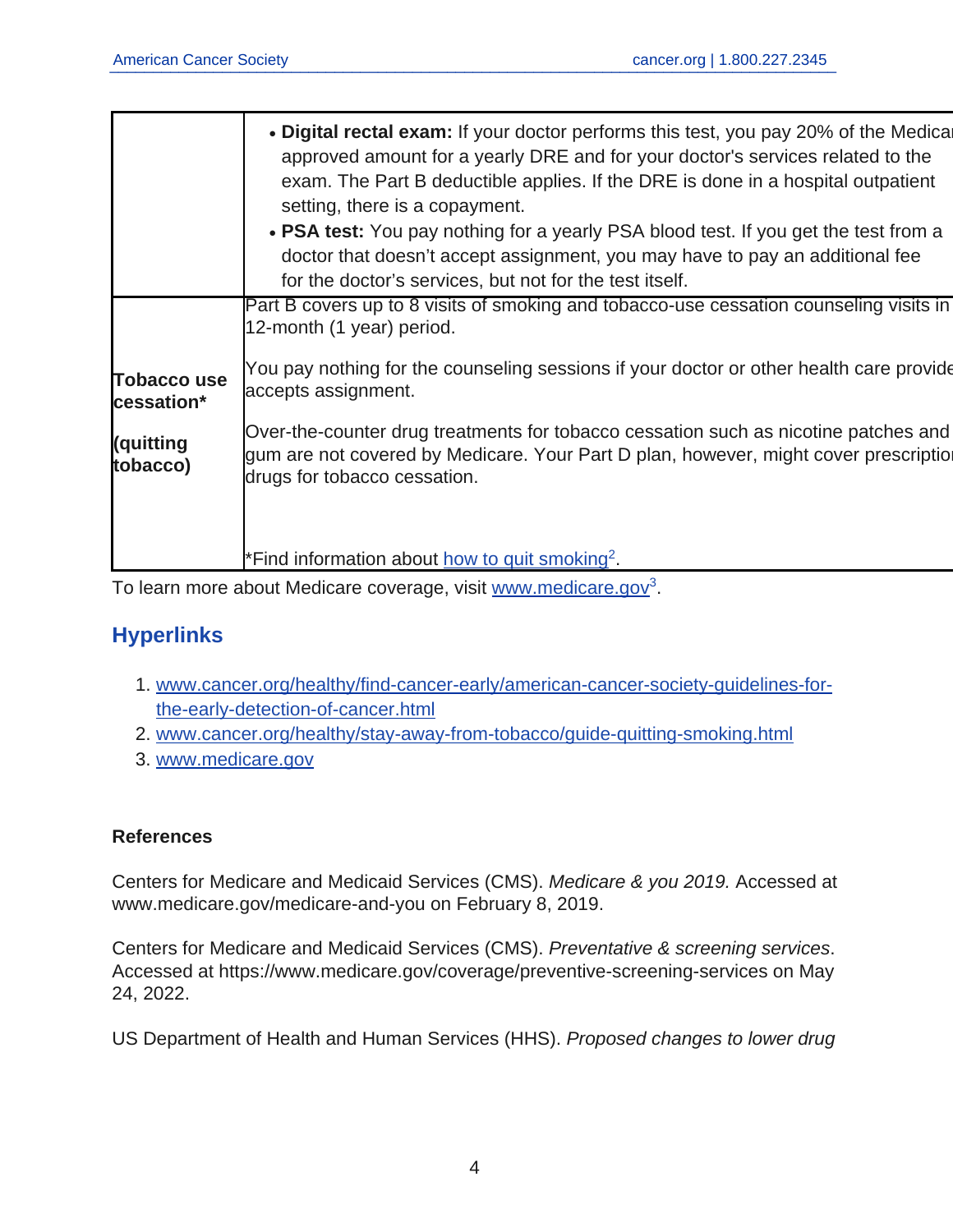| | |
|---|---|
| | • **Digital rectal exam:** If your doctor performs this test, you pay 20% of the Medicar approved amount for a yearly DRE and for your doctor's services related to the exam. The Part B deductible applies. If the DRE is done in a hospital outpatient setting, there is a copayment.<br>• **PSA test:** You pay nothing for a yearly PSA blood test. If you get the test from a doctor that doesn't accept assignment, you may have to pay an additional fee for the doctor's services, but not for the test itself. |
| **Tobacco use cessation***<br><br>**(quitting tobacco)** | Part B covers up to 8 visits of smoking and tobacco-use cessation counseling visits in 12-month (1 year) period.<br><br>You pay nothing for the counseling sessions if your doctor or other health care provide accepts assignment.<br><br>Over-the-counter drug treatments for tobacco cessation such as nicotine patches and gum are not covered by Medicare. Your Part D plan, however, might cover prescriptio drugs for tobacco cessation.<br><br>*Find information about how to quit smoking[2]. |

To learn more about Medicare coverage, visit www.medicare.gov[3].

## Hyperlinks

1. www.cancer.org/healthy/find-cancer-early/american-cancer-society-guidelines-for-the-early-detection-of-cancer.html
2. www.cancer.org/healthy/stay-away-from-tobacco/guide-quitting-smoking.html
3. www.medicare.gov

#### References

Centers for Medicare and Medicaid Services (CMS). *Medicare & you 2019.* Accessed at www.medicare.gov/medicare-and-you on February 8, 2019.

Centers for Medicare and Medicaid Services (CMS). *Preventative & screening services*. Accessed at https://www.medicare.gov/coverage/preventive-screening-services on May 24, 2022.

US Department of Health and Human Services (HHS). *Proposed changes to lower drug*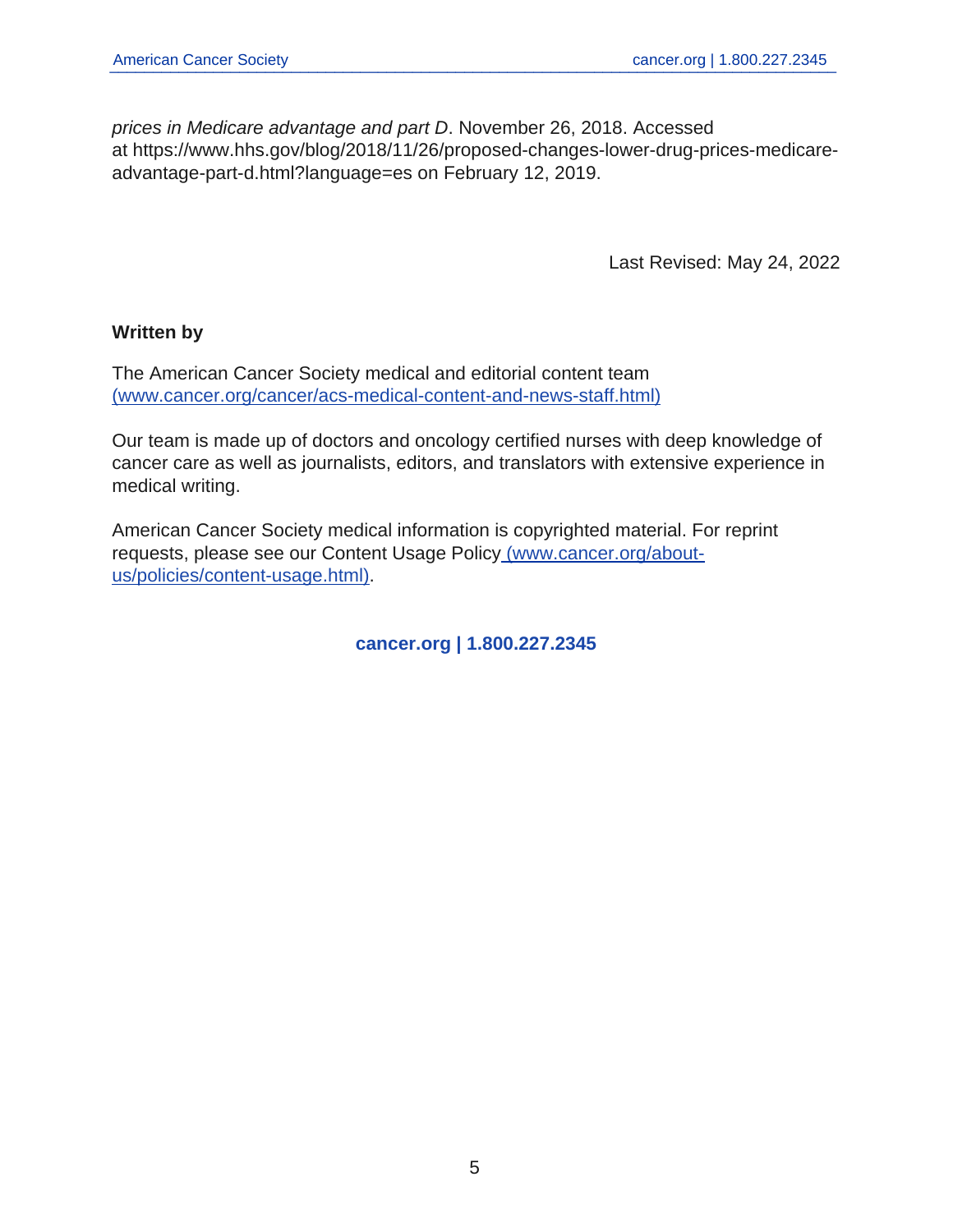*prices in Medicare advantage and part D*. November 26, 2018. Accessed at https://www.hhs.gov/blog/2018/11/26/proposed-changes-lower-drug-prices-medicare-advantage-part-d.html?language=es on February 12, 2019.

Last Revised: May 24, 2022

**Written by**

The American Cancer Society medical and editorial content team (www.cancer.org/cancer/acs-medical-content-and-news-staff.html)

Our team is made up of doctors and oncology certified nurses with deep knowledge of cancer care as well as journalists, editors, and translators with extensive experience in medical writing.

American Cancer Society medical information is copyrighted material. For reprint requests, please see our Content Usage Policy (www.cancer.org/about-us/policies/content-usage.html).

**cancer.org | 1.800.227.2345**